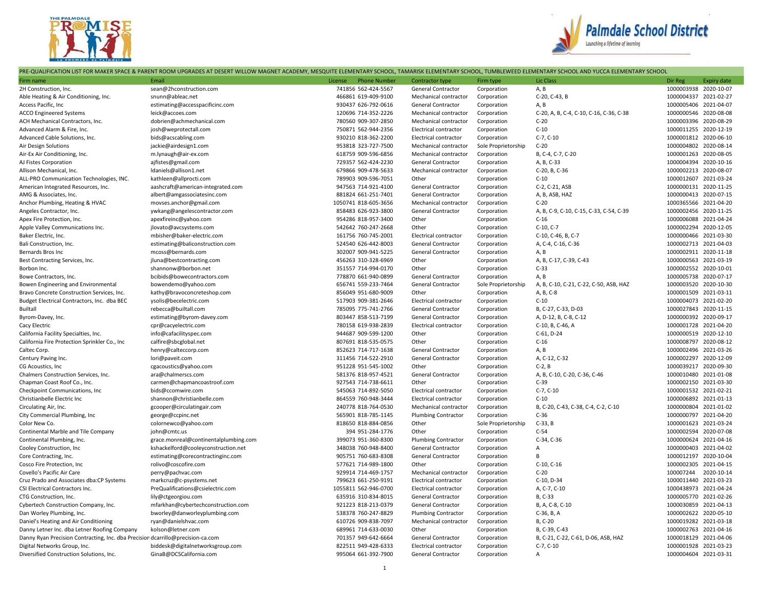PRE-QUALIFICATION LIST FOR MAKER SPACE & PARENT ROOM UPGRADES AT DESERT WILLOW MAGNET ACADEMY, MESQUITE ELEMENTARY SCHOOL, TAMARISK ELEMENTARY SCHOOL, TUMBLEWEED ELEMENTARY SCHOOL AND YUCCA ELEMENTARY SCHOOL

| Firm name | Email | License | Phone Number | Contractor type | Firm type | Lic Class | Dir Reg | Expiry date |
|---|---|---|---|---|---|---|---|---|
| 2H Construction, Inc. | sean@2hconstruction.com | 741856 | 562-424-5567 | General Contractor | Corporation | A, B | 1000003938 | 2020-10-07 |
| Able Heating & Air Conditioning, Inc. | snunn@ableac.net | 466861 | 619-409-9100 | Mechanical contractor | Corporation | C-20, C-43, B | 1000004337 | 2021-02-27 |
| Access Pacific, Inc | estimating@accesspacificinc.com | 930437 | 626-792-0616 | General Contractor | Corporation | A, B | 1000005406 | 2021-04-07 |
| ACCO Engineered Systems | leick@accoes.com | 120696 | 714-352-2226 | Mechanical contractor | Corporation | C-20, A, B, C-4, C-10, C-16, C-36, C-38 | 1000000546 | 2020-08-08 |
| ACH Mechanical Contractors, Inc. | dobrien@achmechanical.com | 780560 | 909-307-2850 | Mechanical contractor | Corporation | C-20 | 1000003396 | 2020-08-29 |
| Advanced Alarm & Fire, Inc. | josh@weprotectall.com | 750871 | 562-944-2356 | Electrical contractor | Corporation | C-10 | 1000011255 | 2020-12-19 |
| Advanced Cable Solutions, Inc. | bids@acscabling.com | 930210 | 818-362-2200 | Electrical contractor | Corporation | C-7, C-10 | 1000001812 | 2020-06-10 |
| Air Design Solutions | jackie@airdesign1.com | 953818 | 323-727-7500 | Mechanical contractor | Sole Proprietorship | C-20 | 1000004802 | 2020-08-14 |
| Air-Ex Air Conditioning, Inc. | m.lynaugh@air-ex.com | 618759 | 909-596-6856 | Mechanical contractor | Corporation | B, C-4, C-7, C-20 | 1000001263 | 2020-08-05 |
| AJ Fistes Corporation | ajfistes@gmail.com | 729357 | 562-424-2230 | General Contractor | Corporation | A, B, C-33 | 1000004394 | 2020-10-16 |
| Allison Mechanical, Inc. | ldaniels@allison1.net | 679866 | 909-478-5633 | Mechanical contractor | Corporation | C-20, B, C-36 | 1000002213 | 2020-08-07 |
| ALL-PRO Communication Technologies, INC. | kathleen@allprocti.com | 789903 | 909-596-7051 | Other | Corporation | C-10 | 1000012607 | 2021-03-24 |
| American Integrated Resources, Inc. | aashcraft@american-integrated.com | 947563 | 714-921-4100 | General Contractor | Corporation | C-2, C-21, ASB | 1000000131 | 2020-11-25 |
| AMG & Associates, Inc. | albert@amgassociatesinc.com | 881824 | 661-251-7401 | General Contractor | Corporation | A, B, ASB, HAZ | 1000000413 | 2020-07-15 |
| Anchor Plumbing, Heating & HVAC | movses.anchor@gmail.com | 1050741 | 818-605-3656 | Mechanical contractor | Corporation | C-20 | 1000365566 | 2021-04-20 |
| Angeles Contractor, Inc. | ywkang@angelescontractor.com | 858483 | 626-923-3800 | General Contractor | Corporation | A, B, C-9, C-10, C-15, C-33, C-54, C-39 | 1000002456 | 2020-11-25 |
| Apex Fire Protection, Inc. | apexfireinc@yahoo.com | 954286 | 818-957-3400 | Other | Corporation | C-16 | 1000006088 | 2021-04-24 |
| Apple Valley Communications Inc. | jlovato@avcsystems.com | 542642 | 760-247-2668 | Other | Corporation | C-10, C-7 | 1000002294 | 2020-12-05 |
| Baker Electric, Inc. | mbisher@baker-electric.com | 161756 | 760-745-2001 | Electrical contractor | Corporation | C-10, C-46, B, C-7 | 1000000466 | 2021-03-30 |
| Bali Construction, Inc. | estimating@baliconstruction.com | 524540 | 626-442-8003 | General Contractor | Corporation | A, C-4, C-16, C-36 | 1000002713 | 2021-04-03 |
| Bernards Bros Inc | mcoss@bernards.com | 302007 | 909-941-5225 | General Contractor | Corporation | A, B | 1000002911 | 2020-11-18 |
| Best Contracting Services, Inc. | jluna@bestcontracting.com | 456263 | 310-328-6969 | Other | Corporation | A, B, C-17, C-39, C-43 | 1000000563 | 2021-03-19 |
| Borbon Inc. | shannonw@borbon.net | 351557 | 714-994-0170 | Other | Corporation | C-33 | 1000002552 | 2020-10-01 |
| Bowe Contractors, Inc. | bcibids@bowecontractors.com | 778870 | 661-940-0899 | General Contractor | Corporation | A, B | 1000005738 | 2020-07-17 |
| Bowen Engineering and Environmental | bowendemo@yahoo.com | 656741 | 559-233-7464 | General Contractor | Sole Proprietorship | A, B, C-10, C-21, C-22, C-50, ASB, HAZ | 1000003520 | 2020-10-30 |
| Bravo Concrete Construction Services, Inc. | kathy@bravoconcreteshop.com | 856049 | 951-680-9009 | Other | Corporation | A, B, C-8 | 1000001509 | 2021-03-11 |
| Budget Electrical Contractors, Inc. dba BEC | ysolis@becelectric.com | 517903 | 909-381-2646 | Electrical contractor | Corporation | C-10 | 1000004073 | 2021-02-20 |
| Builtall | rebecca@builtall.com | 785095 | 775-741-2766 | General Contractor | Corporation | B, C-27, C-33, D-03 | 1000027843 | 2020-11-15 |
| Byrom-Davey, Inc. | estimating@byrom-davey.com | 803447 | 858-513-7199 | General Contractor | Corporation | A, D-12, B, C-8, C-12 | 1000000392 | 2020-09-17 |
| Cacy Electric | cpr@cacyelectric.com | 780158 | 619-938-2839 | Electrical contractor | Corporation | C-10, B, C-46, A | 1000001728 | 2021-04-20 |
| California Facility Specialties, Inc. | info@cafacilityspec.com | 944687 | 909-599-1200 | Other | Corporation | C-61, D-24 | 1000000519 | 2020-12-10 |
| California Fire Protection Sprinkler Co., Inc | calfire@sbcglobal.net | 807691 | 818-535-0575 | Other | Corporation | C-16 | 1000008797 | 2020-08-12 |
| Caltec Corp. | henry@calteccorp.com | 852623 | 714-717-1638 | General Contractor | Corporation | A, B | 1000002496 | 2021-03-26 |
| Century Paving Inc. | lori@paveit.com | 311456 | 714-522-2910 | General Contractor | Corporation | A, C-12, C-32 | 1000002297 | 2020-12-09 |
| CG Acoustics, Inc | cgacoustics@yahoo.com | 951228 | 951-545-1002 | Other | Corporation | C-2, B | 1000039217 | 2020-09-30 |
| Chalmers Construction Services, Inc. | ara@chalmerscs.com | 581376 | 818-957-4521 | General Contractor | Corporation | A, B, C-10, C-20, C-36, C-46 | 1000010480 | 2021-01-08 |
| Chapman Coast Roof Co., Inc. | carmen@chapmancoastroof.com | 927543 | 714-738-6611 | Other | Corporation | C-39 | 1000002150 | 2021-03-30 |
| Checkpoint Communications, Inc | bids@ccomwire.com | 545063 | 714-892-5050 | Electrical contractor | Corporation | C-7, C-10 | 1000001532 | 2021-02-21 |
| Christianbelle Electric Inc | shannon@christianbelle.com | 864559 | 760-948-3444 | Electrical contractor | Corporation | C-10 | 1000006892 | 2021-01-13 |
| Circulating Air, Inc. | gcooper@circulatingair.com | 240778 | 818-764-0530 | Mechanical contractor | Corporation | B, C-20, C-43, C-38, C-4, C-2, C-10 | 1000000804 | 2021-01-02 |
| City Commercial Plumbing, Inc | george@ccpinc.net | 565901 | 818-785-1145 | Plumbing Contractor | Corporation | C-36 | 1000000797 | 2021-04-20 |
| Color New Co. | colornewco@yahoo.com | 818650 | 818-884-0856 | Other | Sole Proprietorship | C-33, B | 1000001623 | 2021-03-24 |
| Continental Marble and Tile Company | john@cmtc.us | 394 | 951-284-1776 | Other | Corporation | C-54 | 1000002594 | 2020-07-08 |
| Continental Plumbing, Inc. | grace.monreal@continentalplumbing.com | 399073 | 951-360-8300 | Plumbing Contractor | Corporation | C-34, C-36 | 1000000624 | 2021-04-16 |
| Cooley Construction, Inc | kshackelford@cooleyconstruction.net | 348038 | 760-948-8400 | General Contractor | Corporation | A | 1000000403 | 2021-04-02 |
| Core Contracting, Inc. | estimating@corecontractinginc.com | 905751 | 760-683-8308 | General Contractor | Corporation | B | 1000012197 | 2020-10-04 |
| Cosco Fire Protection, Inc | rolivo@coscofire.com | 577621 | 714-989-1800 | Other | Corporation | C-10, C-16 | 1000002305 | 2021-04-15 |
| Covello's Pacific Air Care | perry@pachvac.com | 929914 | 714-469-1757 | Mechanical contractor | Corporation | C-20 | 100007244 | 2020-10-14 |
| Cruz Prado and Associates dba:CP Systems | markcruz@c-psystems.net | 799623 | 661-250-9191 | Electrical contractor | Corporation | C-10, D-34 | 1000011440 | 2021-03-23 |
| CSI Electrical Contractors Inc. | PreQualifications@csielectric.com | 1055811 | 562-946-0700 | Electrical contractor | Corporation | A, C-7, C-10 | 1000438973 | 2021-04-24 |
| CTG Construction, Inc. | lily@ctgeorgiou.com | 635916 | 310-834-8015 | General Contractor | Corporation | B, C-33 | 1000005770 | 2021-02-26 |
| Cybertech Construction Company, Inc. | mfarkhan@cybertechconstruction.com | 921223 | 818-213-0379 | General Contractor | Corporation | B, A, C-8, C-10 | 1000030859 | 2021-04-13 |
| Dan Worley Plumbing, Inc. | bworley@danworleyplumbing.com | 538378 | 760-247-8829 | Plumbing Contractor | Corporation | C-36, B, A | 1000002622 | 2020-05-10 |
| Daniel's Heating and Air Conditioning | ryan@danielshvac.com | 610726 | 909-838-7097 | Mechanical contractor | Corporation | B, C-20 | 1000019282 | 2021-03-18 |
| Danny Letner Inc. dba Letner Roofing Company | kolson@letner.com | 689961 | 714-633-0030 | Other | Corporation | B, C-39, C-43 | 1000002763 | 2021-04-16 |
| Danny Ryan Precision Contracting, Inc. dba Precision | dcarrillo@precision-ca.com | 701357 | 949-642-6664 | General Contractor | Corporation | B, C-21, C-22, C-61, D-06, ASB, HAZ | 1000018129 | 2021-04-06 |
| Digital Networks Group, Inc. | biddesk@digitalnetworksgroup.com | 822511 | 949-428-6333 | Electrical contractor | Corporation | C-7, C-10 | 1000001928 | 2021-03-23 |
| Diversified Construction Solutions, Inc. | GinaB@DCSCalifornia.com | 995064 | 661-392-7900 | General Contractor | Corporation | A | 1000004604 | 2021-03-31 |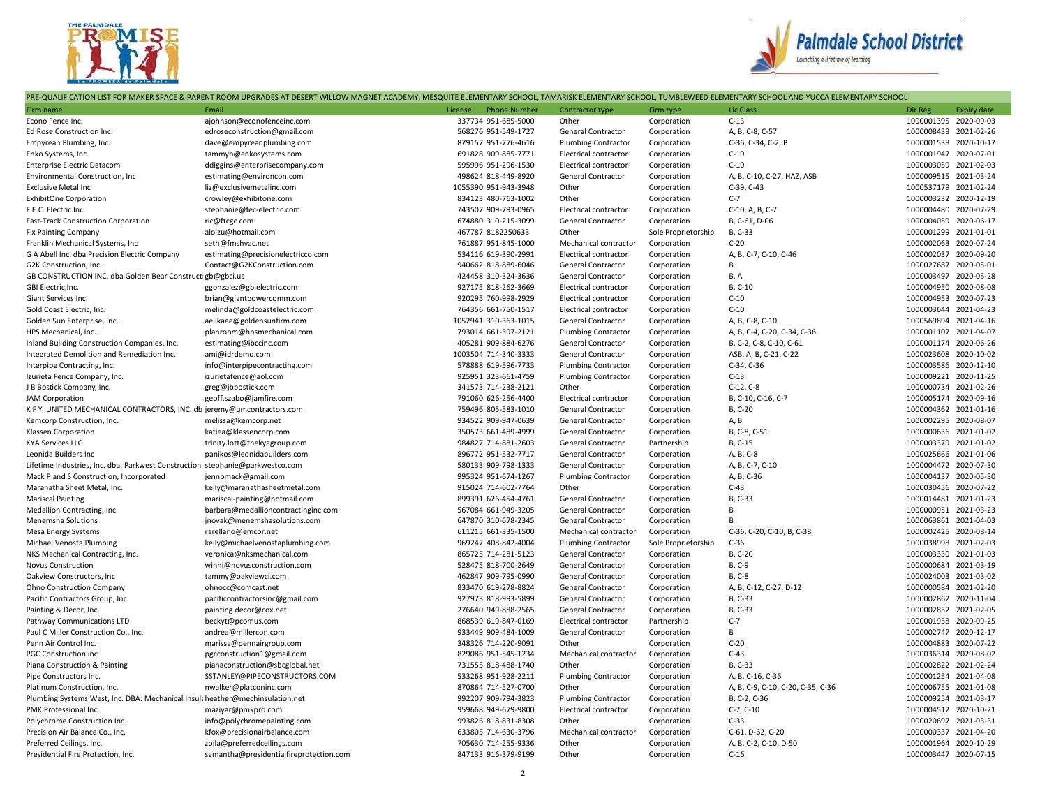PRE-QUALIFICATION LIST FOR MAKER SPACE & PARENT ROOM UPGRADES AT DESERT WILLOW MAGNET ACADEMY, MESQUITE ELEMENTARY SCHOOL, TAMARISK ELEMENTARY SCHOOL, TUMBLEWEED ELEMENTARY SCHOOL AND YUCCA ELEMENTARY SCHOOL

| Firm name | Email | License | Phone Number | Contractor type | Firm type | Lic Class | Dir Reg | Expiry date |
|---|---|---|---|---|---|---|---|---|
| Econo Fence Inc. | ajohnson@econofenceinc.com | 337734 | 951-685-5000 | Other | Corporation | C-13 | 1000001395 | 2020-09-03 |
| Ed Rose Construction Inc. | edroseconstruction@gmail.com | 568276 | 951-549-1727 | General Contractor | Corporation | A, B, C-8, C-57 | 1000008438 | 2021-02-26 |
| Empyrean Plumbing, Inc. | dave@empyreanplumbing.com | 879157 | 951-776-4616 | Plumbing Contractor | Corporation | C-36, C-34, C-2, B | 1000001538 | 2020-10-17 |
| Enko Systems, Inc. | tammyb@enkosystems.com | 691828 | 909-885-7771 | Electrical contractor | Corporation | C-10 | 1000001947 | 2020-07-01 |
| Enterprise Electric Datacom | ddiggins@enterprisecompany.com | 595996 | 951-296-1530 | Electrical contractor | Corporation | C-10 | 1000003059 | 2021-02-03 |
| Environmental Construction, Inc | estimating@environcon.com | 498624 | 818-449-8920 | General Contractor | Corporation | A, B, C-10, C-27, HAZ, ASB | 1000009515 | 2021-03-24 |
| Exclusive Metal Inc | liz@exclusivemetalinc.com | 1055390 | 951-943-3948 | Other | Corporation | C-39, C-43 | 1000537179 | 2021-02-24 |
| ExhibitOne Corporation | crowley@exhibitone.com | 834123 | 480-763-1002 | Other | Corporation | C-7 | 1000003232 | 2020-12-19 |
| F.E.C. Electric Inc. | stephanie@fec-electric.com | 743507 | 909-793-0965 | Electrical contractor | Corporation | C-10, A, B, C-7 | 1000004480 | 2020-07-29 |
| Fast-Track Construction Corporation | ric@ftcgc.com | 674880 | 310-215-3099 | General Contractor | Corporation | B, C-61, D-06 | 1000004059 | 2020-06-17 |
| Fix Painting Company | aloizu@hotmail.com | 467787 | 8182250633 | Other | Sole Proprietorship | B, C-33 | 1000001299 | 2021-01-01 |
| Franklin Mechanical Systems, Inc | seth@fmshvac.net | 761887 | 951-845-1000 | Mechanical contractor | Corporation | C-20 | 1000002063 | 2020-07-24 |
| G A Abell Inc. dba Precision Electric Company | estimating@precisionelectricco.com | 534116 | 619-390-2991 | Electrical contractor | Corporation | A, B, C-7, C-10, C-46 | 1000002037 | 2020-09-20 |
| G2K Construction, Inc. | Contact@G2KConstruction.com | 940662 | 818-889-6046 | General Contractor | Corporation | B | 1000027687 | 2020-05-01 |
| GB CONSTRUCTION INC. dba Golden Bear Construct | gb@gbci.us | 424458 | 310-324-3636 | General Contractor | Corporation | B, A | 1000003497 | 2020-05-28 |
| GBI Electric,Inc. | ggonzalez@gbielectric.com | 927175 | 818-262-3669 | Electrical contractor | Corporation | B, C-10 | 1000004950 | 2020-08-08 |
| Giant Services Inc. | brian@giantpowercomm.com | 920295 | 760-998-2929 | Electrical contractor | Corporation | C-10 | 1000004953 | 2020-07-23 |
| Gold Coast Electric, Inc. | melinda@goldcoastelectric.com | 764356 | 661-750-1517 | Electrical contractor | Corporation | C-10 | 1000003644 | 2021-04-23 |
| Golden Sun Enterprise, Inc. | aelikaee@goldensunfirm.com | 1052941 | 310-363-1015 | General Contractor | Corporation | A, B, C-8, C-10 | 1000569894 | 2021-04-16 |
| HPS Mechanical, Inc. | planroom@hpsmechanical.com | 793014 | 661-397-2121 | Plumbing Contractor | Corporation | A, B, C-4, C-20, C-34, C-36 | 1000001107 | 2021-04-07 |
| Inland Building Construction Companies, Inc. | estimating@ibccinc.com | 405281 | 909-884-6276 | General Contractor | Corporation | B, C-2, C-8, C-10, C-61 | 1000001174 | 2020-06-26 |
| Integrated Demolition and Remediation Inc. | ami@idrdemo.com | 1003504 | 714-340-3333 | General Contractor | Corporation | ASB, A, B, C-21, C-22 | 1000023608 | 2020-10-02 |
| Interpipe Contracting, Inc. | info@interpipecontracting.com | 578888 | 619-596-7733 | Plumbing Contractor | Corporation | C-34, C-36 | 1000003586 | 2020-12-10 |
| Izurieta Fence Company, Inc. | izurietafence@aol.com | 925951 | 323-661-4759 | Plumbing Contractor | Corporation | C-13 | 1000009221 | 2020-11-25 |
| J B Bostick Company, Inc. | greg@jbbostick.com | 341573 | 714-238-2121 | Other | Corporation | C-12, C-8 | 1000000734 | 2021-02-26 |
| JAM Corporation | geoff.szabo@jamfire.com | 791060 | 626-256-4400 | Electrical contractor | Corporation | B, C-10, C-16, C-7 | 1000005174 | 2020-09-16 |
| K F Y UNITED MECHANICAL CONTRACTORS, INC. db | jeremy@umcontractors.com | 759496 | 805-583-1010 | General Contractor | Corporation | B, C-20 | 1000004362 | 2021-01-16 |
| Kemcorp Construction, Inc. | melissa@kemcorp.net | 934522 | 909-947-0639 | General Contractor | Corporation | A, B | 1000002295 | 2020-08-07 |
| Klassen Corporation | katiea@klassencorp.com | 350573 | 661-489-4999 | General Contractor | Corporation | B, C-8, C-51 | 1000000636 | 2021-01-02 |
| KYA Services LLC | trinity.lott@thekyagroup.com | 984827 | 714-881-2603 | General Contractor | Partnership | B, C-15 | 1000003379 | 2021-01-02 |
| Leonida Builders Inc | panikos@leonidabuilders.com | 896772 | 951-532-7717 | General Contractor | Corporation | A, B, C-8 | 1000025666 | 2021-01-06 |
| Lifetime Industries, Inc. dba: Parkwest Construction | stephanie@parkwestco.com | 580133 | 909-798-1333 | General Contractor | Corporation | A, B, C-7, C-10 | 1000004472 | 2020-07-30 |
| Mack P and S Construction, Incorporated | jennbmack@gmail.com | 995324 | 951-674-1267 | Plumbing Contractor | Corporation | A, B, C-36 | 1000004137 | 2020-05-30 |
| Maranatha Sheet Metal, Inc. | kelly@maranathasheetmetal.com | 915024 | 714-602-7764 | Other | Corporation | C-43 | 1000030456 | 2020-07-22 |
| Mariscal Painting | mariscal-painting@hotmail.com | 899391 | 626-454-4761 | General Contractor | Corporation | B, C-33 | 1000014481 | 2021-01-23 |
| Medallion Contracting, Inc. | barbara@medallioncontractinginc.com | 567084 | 661-949-3205 | General Contractor | Corporation | B | 1000000951 | 2021-03-23 |
| Menemsha Solutions | jnovak@menemshasolutions.com | 647870 | 310-678-2345 | General Contractor | Corporation | B | 1000063861 | 2021-04-03 |
| Mesa Energy Systems | rarellano@emcor.net | 611215 | 661-335-1500 | Mechanical contractor | Corporation | C-36, C-20, C-10, B, C-38 | 1000002425 | 2020-08-14 |
| Michael Venosta Plumbing | kelly@michaelvenostaplumbing.com | 969247 | 408-842-4004 | Plumbing Contractor | Sole Proprietorship | C-36 | 1000038998 | 2021-02-03 |
| NKS Mechanical Contracting, Inc. | veronica@nksmechanical.com | 865725 | 714-281-5123 | General Contractor | Corporation | B, C-20 | 1000003330 | 2021-01-03 |
| Novus Construction | winni@novusconstruction.com | 528475 | 818-700-2649 | General Contractor | Corporation | B, C-9 | 1000000684 | 2021-03-19 |
| Oakview Constructors, Inc | tammy@oakviewci.com | 462847 | 909-795-0990 | General Contractor | Corporation | B, C-8 | 1000024003 | 2021-03-02 |
| Ohno Construction Company | ohnocc@comcast.net | 833470 | 619-278-8824 | General Contractor | Corporation | A, B, C-12, C-27, D-12 | 1000000584 | 2021-02-20 |
| Pacific Contractors Group, Inc. | pacificcontractorsinc@gmail.com | 927973 | 818-993-5899 | General Contractor | Corporation | B, C-33 | 1000002862 | 2020-11-04 |
| Painting & Decor, Inc. | painting.decor@cox.net | 276640 | 949-888-2565 | General Contractor | Corporation | B, C-33 | 1000002852 | 2021-02-05 |
| Pathway Communications LTD | beckyt@pcomus.com | 868539 | 619-847-0169 | Electrical contractor | Partnership | C-7 | 1000001958 | 2020-09-25 |
| Paul C Miller Construction Co., Inc. | andrea@millercon.com | 933449 | 909-484-1009 | General Contractor | Corporation | B | 1000002747 | 2020-12-17 |
| Penn Air Control Inc. | marissa@pennairgroup.com | 348326 | 714-220-9091 | Other | Corporation | C-20 | 1000004883 | 2020-07-22 |
| PGC Construction inc | pgcconstruction1@gmail.com | 829086 | 951-545-1234 | Mechanical contractor | Corporation | C-43 | 1000036314 | 2020-08-02 |
| Piana Construction & Painting | pianaconstruction@sbcglobal.net | 731555 | 818-488-1740 | Other | Corporation | B, C-33 | 1000002822 | 2021-02-24 |
| Pipe Constructors Inc. | SSTANLEY@PIPECONSTRUCTORS.COM | 533268 | 951-928-2211 | Plumbing Contractor | Corporation | A, B, C-16, C-36 | 1000001254 | 2021-04-08 |
| Platinum Construction, Inc. | nwalker@platconinc.com | 870864 | 714-527-0700 | Other | Corporation | A, B, C-9, C-10, C-20, C-35, C-36 | 1000006755 | 2021-01-08 |
| Plumbing Systems West, Inc. DBA: Mechanical Insul | heather@mechinsulation.net | 992207 | 909-794-3823 | Plumbing Contractor | Corporation | B, C-2, C-36 | 1000009254 | 2021-03-17 |
| PMK Professional Inc. | maziyar@pmkpro.com | 959668 | 949-679-9800 | Electrical contractor | Corporation | C-7, C-10 | 1000004512 | 2020-10-21 |
| Polychrome Construction Inc. | info@polychromepainting.com | 993826 | 818-831-8308 | Other | Corporation | C-33 | 1000020697 | 2021-03-31 |
| Precision Air Balance Co., Inc. | kfox@precisionairbalance.com | 633805 | 714-630-3796 | Mechanical contractor | Corporation | C-61, D-62, C-20 | 1000000337 | 2021-04-20 |
| Preferred Ceilings, Inc. | zoila@preferredceilings.com | 705630 | 714-255-9336 | Other | Corporation | A, B, C-2, C-10, D-50 | 1000001964 | 2020-10-29 |
| Presidential Fire Protection, Inc. | samantha@presidentialfireprotection.com | 847133 | 916-379-9199 | Other | Corporation | C-16 | 1000003447 | 2020-07-15 |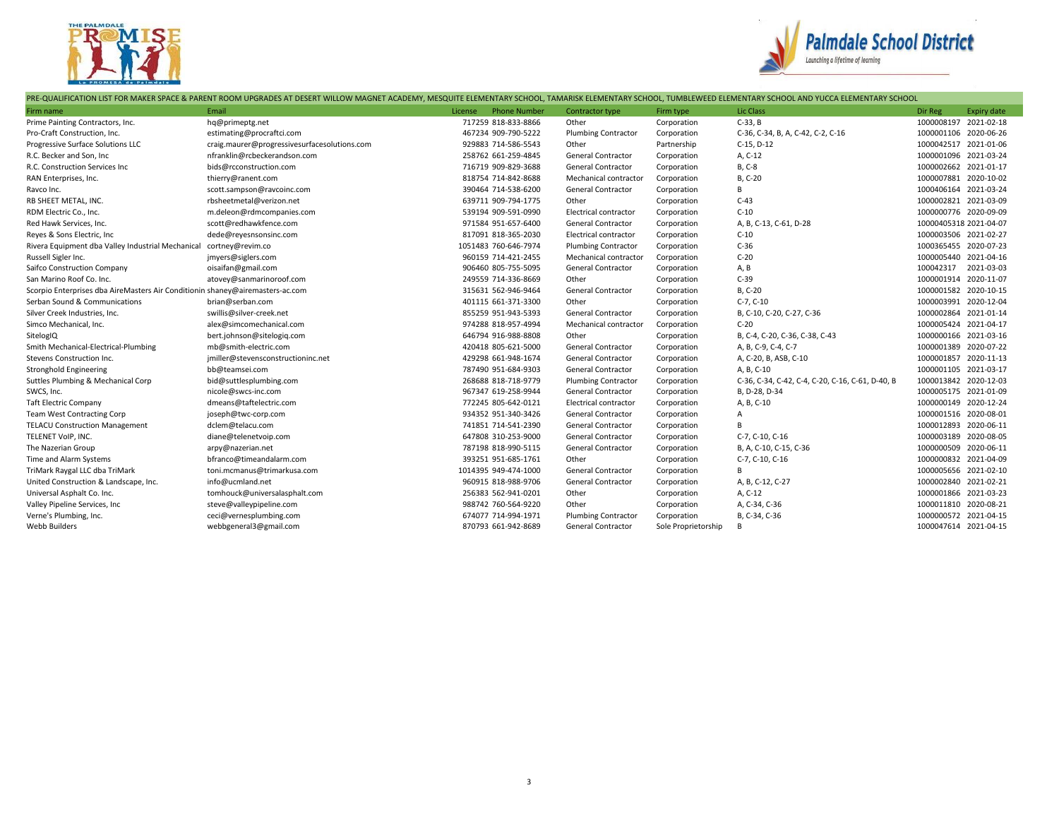PRE-QUALIFICATION LIST FOR MAKER SPACE & PARENT ROOM UPGRADES AT DESERT WILLOW MAGNET ACADEMY, MESQUITE ELEMENTARY SCHOOL, TAMARISK ELEMENTARY SCHOOL, TUMBLEWEED ELEMENTARY SCHOOL AND YUCCA ELEMENTARY SCHOOL

| Firm name | Email | License | Phone Number | Contractor type | Firm type | Lic Class | Dir Reg | Expiry date |
|---|---|---|---|---|---|---|---|---|
| Prime Painting Contractors, Inc. | hq@primeptg.net | 717259 | 818-833-8866 | Other | Corporation | C-33, B | 1000008197 | 2021-02-18 |
| Pro-Craft Construction, Inc. | estimating@procraftci.com | 467234 | 909-790-5222 | Plumbing Contractor | Corporation | C-36, C-34, B, A, C-42, C-2, C-16 | 1000001106 | 2020-06-26 |
| Progressive Surface Solutions LLC | craig.maurer@progressivesurfacesolutions.com | 929883 | 714-586-5543 | Other | Partnership | C-15, D-12 | 1000042517 | 2021-01-06 |
| R.C. Becker and Son, Inc | nfranklin@rcbeckerandson.com | 258762 | 661-259-4845 | General Contractor | Corporation | A, C-12 | 1000001096 | 2021-03-24 |
| R.C. Construction Services Inc | bids@rcconstruction.com | 716719 | 909-829-3688 | General Contractor | Corporation | B, C-8 | 1000002662 | 2021-01-17 |
| RAN Enterprises, Inc. | thierry@ranent.com | 818754 | 714-842-8688 | Mechanical contractor | Corporation | B, C-20 | 1000007881 | 2020-10-02 |
| Ravco Inc. | scott.sampson@ravcoinc.com | 390464 | 714-538-6200 | General Contractor | Corporation | B | 1000406164 | 2021-03-24 |
| RB SHEET METAL, INC. | rbsheetmetal@verizon.net | 639711 | 909-794-1775 | Other | Corporation | C-43 | 1000002821 | 2021-03-09 |
| RDM Electric Co., Inc. | m.deleon@rdmcompanies.com | 539194 | 909-591-0990 | Electrical contractor | Corporation | C-10 | 1000000776 | 2020-09-09 |
| Red Hawk Services, Inc. | scott@redhawkfence.com | 971584 | 951-657-6400 | General Contractor | Corporation | A, B, C-13, C-61, D-28 | 10000405318 | 2021-04-07 |
| Reyes & Sons Electric, Inc | dede@reyesnsonsinc.com | 817091 | 818-365-2030 | Electrical contractor | Corporation | C-10 | 1000003506 | 2021-02-27 |
| Rivera Equipment dba Valley Industrial Mechanical | cortney@revim.co | 1051483 | 760-646-7974 | Plumbing Contractor | Corporation | C-36 | 1000365455 | 2020-07-23 |
| Russell Sigler Inc. | jmyers@siglers.com | 960159 | 714-421-2455 | Mechanical contractor | Corporation | C-20 | 1000005440 | 2021-04-16 |
| Saifco Construction Company | oisaifan@gmail.com | 906460 | 805-755-5095 | General Contractor | Corporation | A, B | 100042317 | 2021-03-03 |
| San Marino Roof Co. Inc. | atovey@sanmarinoroof.com | 249559 | 714-336-8669 | Other | Corporation | C-39 | 1000001914 | 2020-11-07 |
| Scorpio Enterprises dba AireMasters Air Conditionin | shaney@airemasters-ac.com | 315631 | 562-946-9464 | General Contractor | Corporation | B, C-20 | 1000001582 | 2020-10-15 |
| Serban Sound & Communications | brian@serban.com | 401115 | 661-371-3300 | Other | Corporation | C-7, C-10 | 1000003991 | 2020-12-04 |
| Silver Creek Industries, Inc. | swillis@silver-creek.net | 855259 | 951-943-5393 | General Contractor | Corporation | B, C-10, C-20, C-27, C-36 | 1000002864 | 2021-01-14 |
| Simco Mechanical, Inc. | alex@simcomechanical.com | 974288 | 818-957-4994 | Mechanical contractor | Corporation | C-20 | 1000005424 | 2021-04-17 |
| SitelogIQ | bert.johnson@sitelogiq.com | 646794 | 916-988-8808 | Other | Corporation | B, C-4, C-20, C-36, C-38, C-43 | 1000000166 | 2021-03-16 |
| Smith Mechanical-Electrical-Plumbing | mb@smith-electric.com | 420418 | 805-621-5000 | General Contractor | Corporation | A, B, C-9, C-4, C-7 | 1000001389 | 2020-07-22 |
| Stevens Construction Inc. | jmiller@stevensconstructioninc.net | 429298 | 661-948-1674 | General Contractor | Corporation | A, C-20, B, ASB, C-10 | 1000001857 | 2020-11-13 |
| Stronghold Engineering | bb@teamsei.com | 787490 | 951-684-9303 | General Contractor | Corporation | A, B, C-10 | 1000001105 | 2021-03-17 |
| Suttles Plumbing & Mechanical Corp | bid@suttlesplumbing.com | 268688 | 818-718-9779 | Plumbing Contractor | Corporation | C-36, C-34, C-42, C-4, C-20, C-16, C-61, D-40, B | 1000013842 | 2020-12-03 |
| SWCS, Inc. | nicole@swcs-inc.com | 967347 | 619-258-9944 | General Contractor | Corporation | B, D-28, D-34 | 1000005175 | 2021-01-09 |
| Taft Electric Company | dmeans@taftelectric.com | 772245 | 805-642-0121 | Electrical contractor | Corporation | A, B, C-10 | 1000000149 | 2020-12-24 |
| Team West Contracting Corp | joseph@twc-corp.com | 934352 | 951-340-3426 | General Contractor | Corporation | A | 1000001516 | 2020-08-01 |
| TELACU Construction Management | dclem@telacu.com | 741851 | 714-541-2390 | General Contractor | Corporation | B | 1000012893 | 2020-06-11 |
| TELENET VoIP, INC. | diane@telenetvoip.com | 647808 | 310-253-9000 | General Contractor | Corporation | C-7, C-10, C-16 | 1000003189 | 2020-08-05 |
| The Nazerian Group | arpy@nazerian.net | 787198 | 818-990-5115 | General Contractor | Corporation | B, A, C-10, C-15, C-36 | 1000000509 | 2020-06-11 |
| Time and Alarm Systems | bfranco@timeandalarm.com | 393251 | 951-685-1761 | Other | Corporation | C-7, C-10, C-16 | 1000000832 | 2021-04-09 |
| TriMark Raygal LLC dba TriMark | toni.mcmanus@trimarkusa.com | 1014395 | 949-474-1000 | General Contractor | Corporation | B | 1000005656 | 2021-02-10 |
| United Construction & Landscape, Inc. | info@ucmland.net | 960915 | 818-988-9706 | General Contractor | Corporation | A, B, C-12, C-27 | 1000002840 | 2021-02-21 |
| Universal Asphalt Co. Inc. | tomhouck@universalasphalt.com | 256383 | 562-941-0201 | Other | Corporation | A, C-12 | 1000001866 | 2021-03-23 |
| Valley Pipeline Services, Inc | steve@valleypipeline.com | 988742 | 760-564-9220 | Other | Corporation | A, C-34, C-36 | 1000011810 | 2020-08-21 |
| Verne's Plumbing, Inc. | ceci@vernesplumbing.com | 674077 | 714-994-1971 | Plumbing Contractor | Corporation | B, C-34, C-36 | 1000000572 | 2021-04-15 |
| Webb Builders | webbgeneral3@gmail.com | 870793 | 661-942-8689 | General Contractor | Sole Proprietorship | B | 1000047614 | 2021-04-15 |